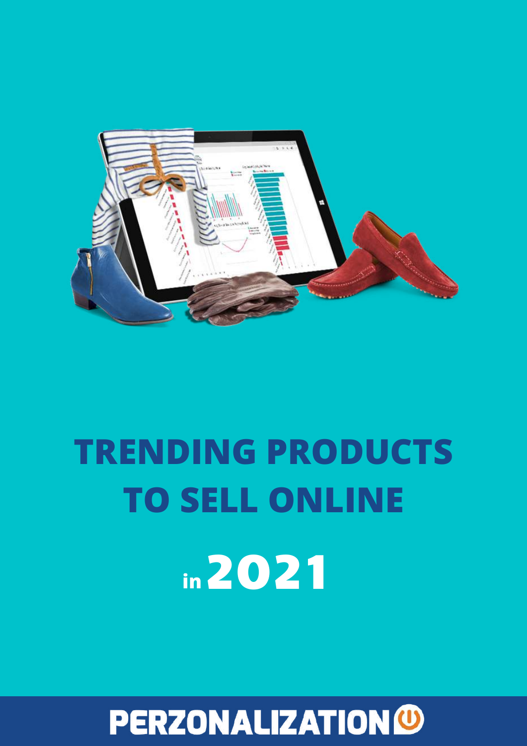# TRENDING PRODUCTS TO SELL ONLINE

# in 2021

PERZONALIZATION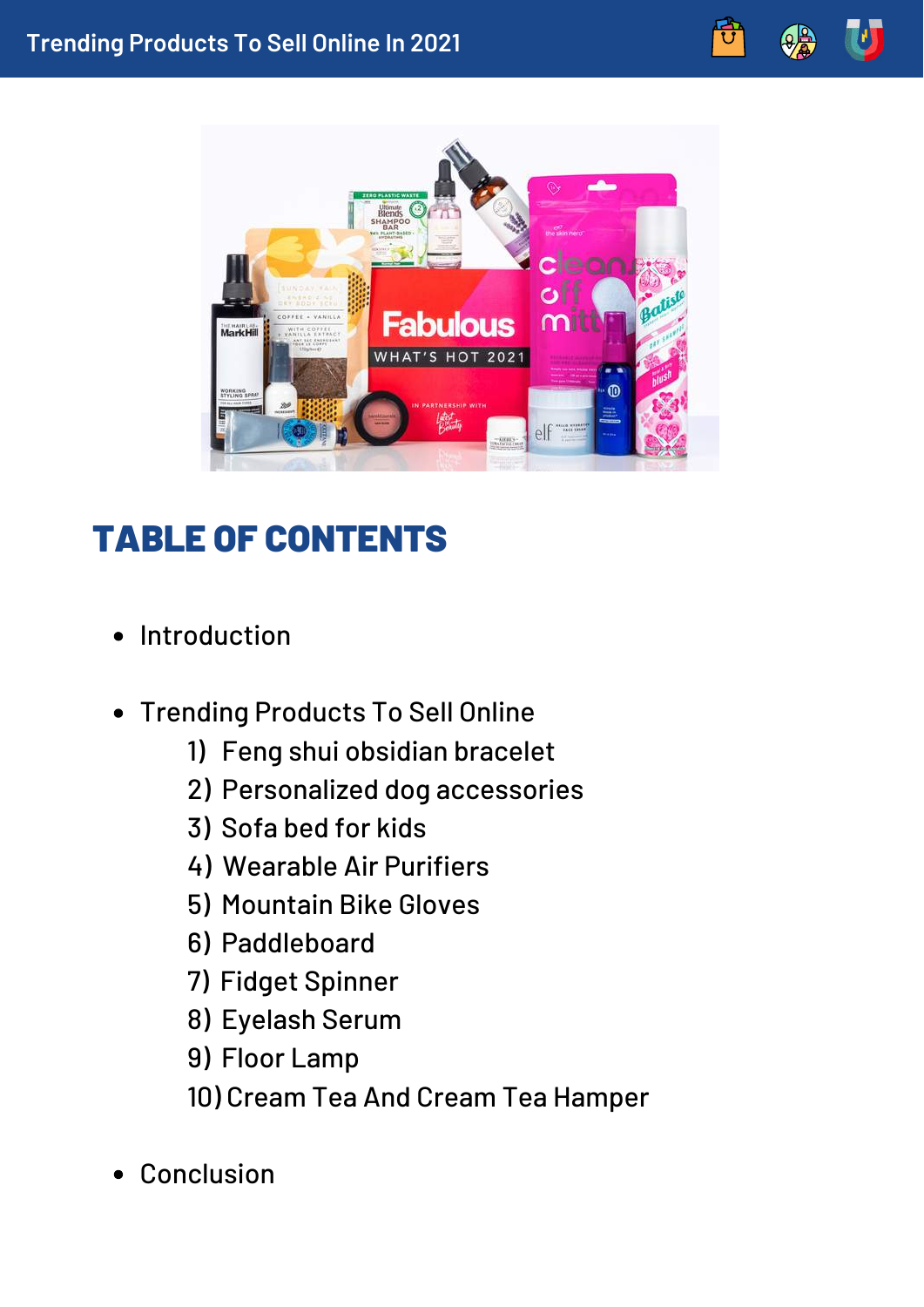# TABLE OF CONTENTS

- Introduction

- Trending Products To Sell Online
  1) Feng shui obsidian bracelet
  2) Personalized dog accessories
  3) Sofa bed for kids
  4) Wearable Air Purifiers
  5) Mountain Bike Gloves
  6) Paddleboard
  7) Fidget Spinner
  8) Eyelash Serum
  9) Floor Lamp
  10) Cream Tea And Cream Tea Hamper

- Conclusion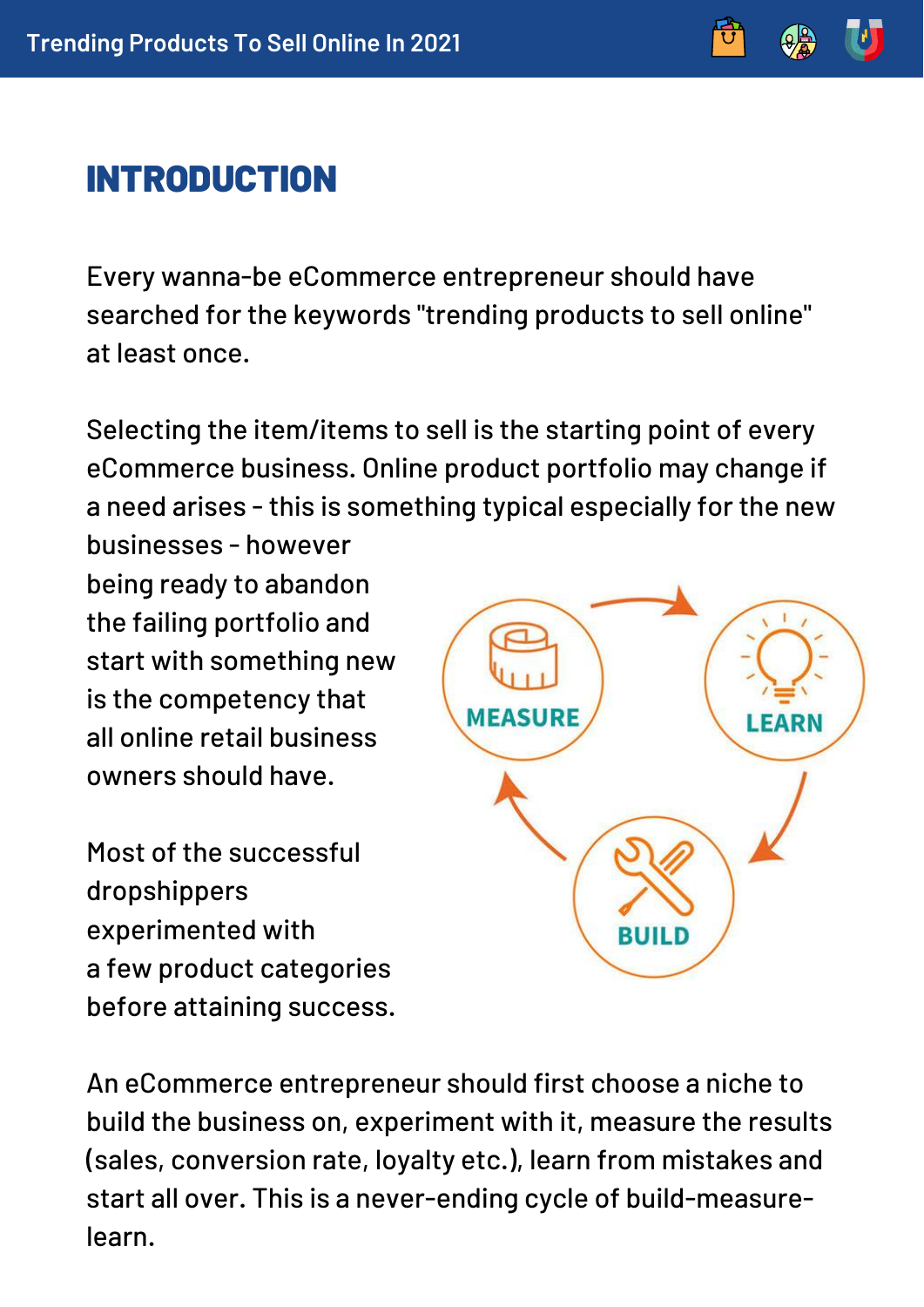# INTRODUCTION

Every wanna-be eCommerce entrepreneur should have searched for the keywords "trending products to sell online" at least once.

Selecting the item/items to sell is the starting point of every eCommerce business. Online product portfolio may change if a need arises - this is something typical especially for the new businesses - however being ready to abandon the failing portfolio and start with something new is the competency that all online retail business owners should have.

Most of the successful dropshippers experimented with a few product categories before attaining success.

An eCommerce entrepreneur should first choose a niche to build the business on, experiment with it, measure the results (sales, conversion rate, loyalty etc.), learn from mistakes and start all over. This is a never-ending cycle of build-measure-learn.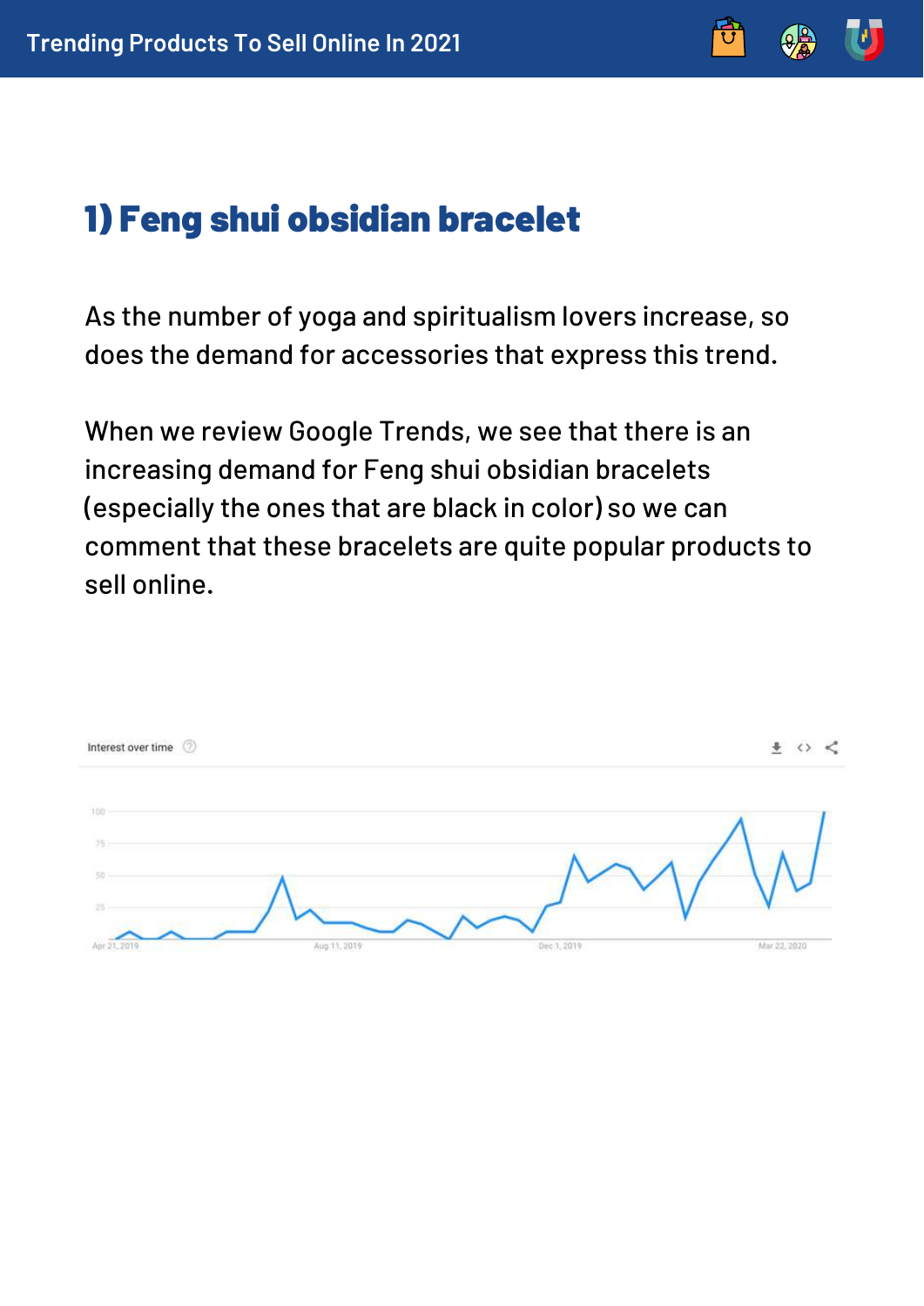## 1) Feng shui obsidian bracelet

As the number of yoga and spiritualism lovers increase, so does the demand for accessories that express this trend.

When we review Google Trends, we see that there is an increasing demand for Feng shui obsidian bracelets (especially the ones that are black in color) so we can comment that these bracelets are quite popular products to sell online.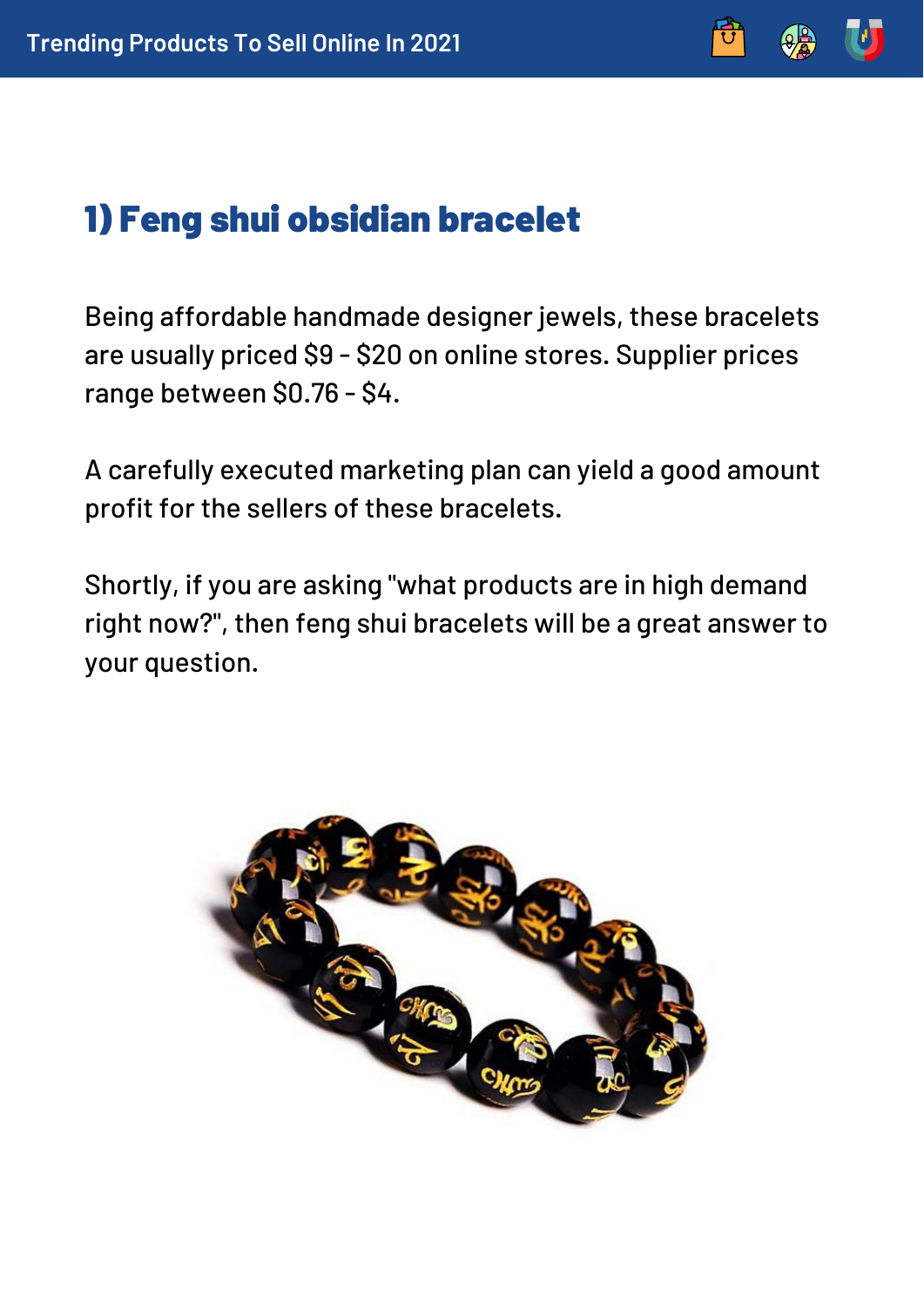## 1) Feng shui obsidian bracelet

Being affordable handmade designer jewels, these bracelets are usually priced $9 - $20 on online stores. Supplier prices range between $0.76 - $4.

A carefully executed marketing plan can yield a good amount profit for the sellers of these bracelets.

Shortly, if you are asking "what products are in high demand right now?", then feng shui bracelets will be a great answer to your question.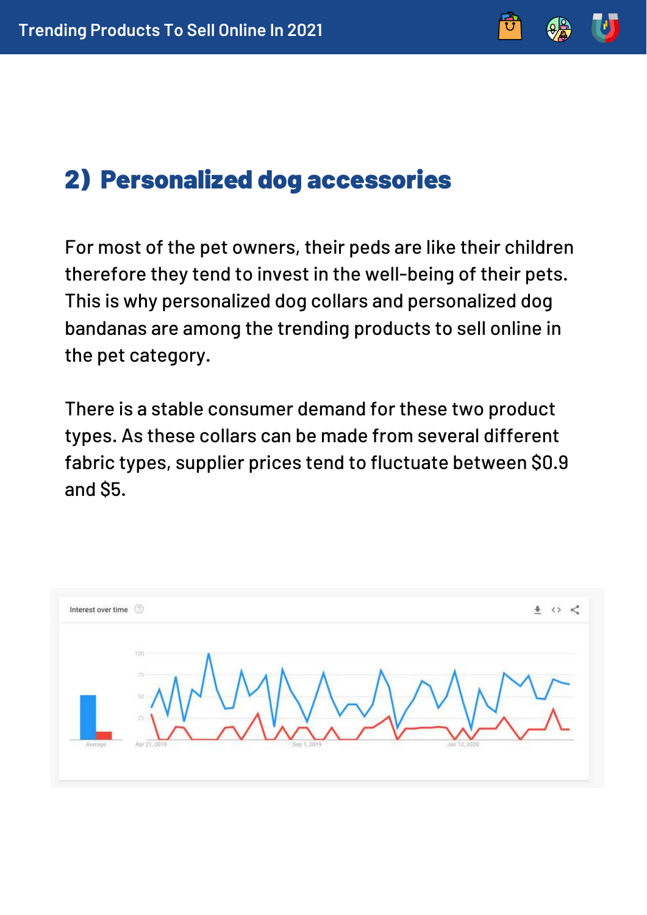## 2) Personalized dog accessories

For most of the pet owners, their peds are like their children therefore they tend to invest in the well-being of their pets. This is why personalized dog collars and personalized dog bandanas are among the trending products to sell online in the pet category.

There is a stable consumer demand for these two product types. As these collars can be made from several different fabric types, supplier prices tend to fluctuate between $0.9 and $5.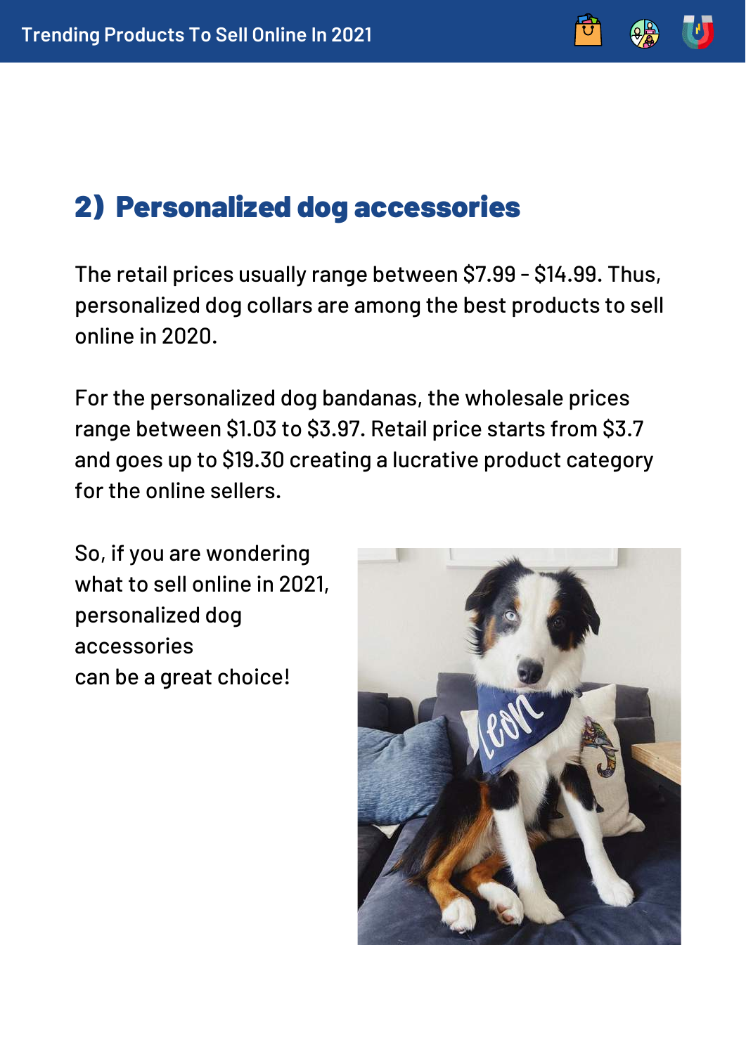## 2) Personalized dog accessories

The retail prices usually range between $7.99 - $14.99. Thus, personalized dog collars are among the best products to sell online in 2020.

For the personalized dog bandanas, the wholesale prices range between $1.03 to $3.97. Retail price starts from $3.7 and goes up to $19.30 creating a lucrative product category for the online sellers.

So, if you are wondering what to sell online in 2021, personalized dog accessories can be a great choice!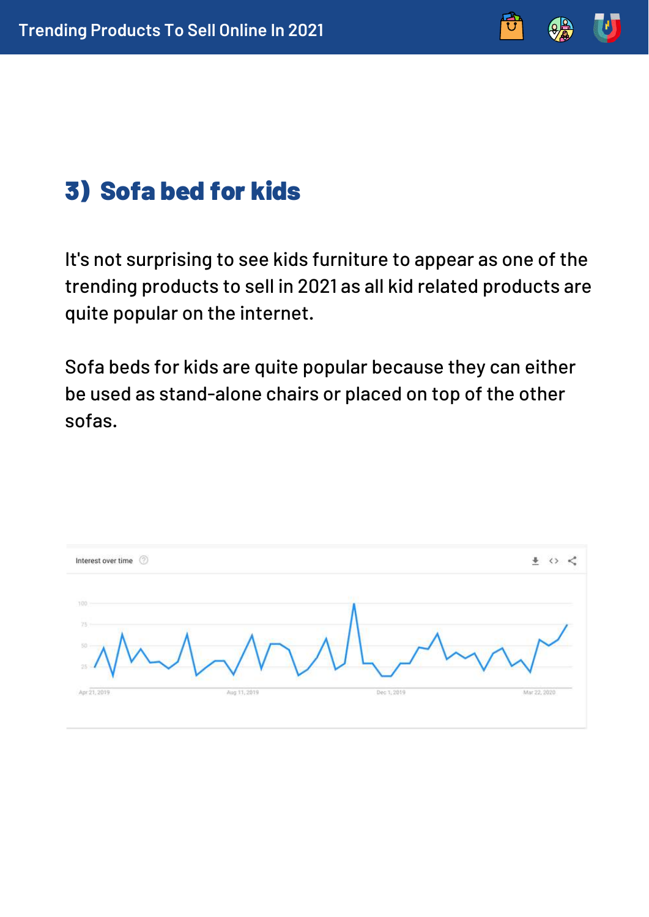## 3) Sofa bed for kids

It's not surprising to see kids furniture to appear as one of the trending products to sell in 2021 as all kid related products are quite popular on the internet.

Sofa beds for kids are quite popular because they can either be used as stand-alone chairs or placed on top of the other sofas.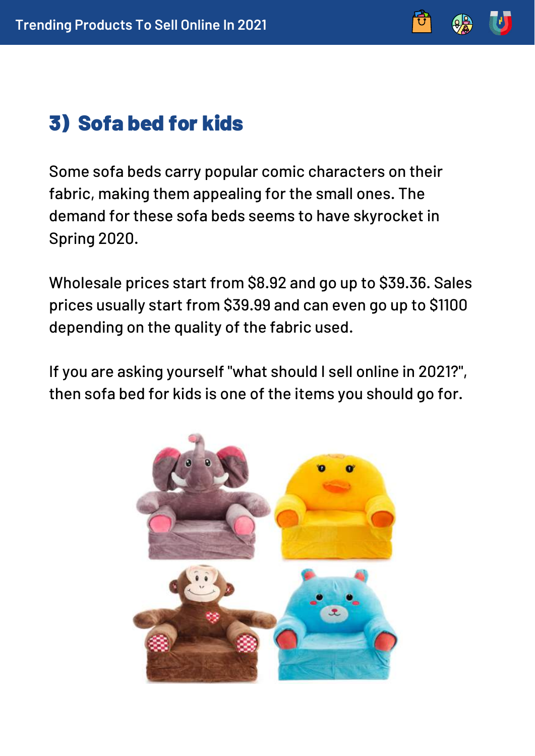## 3) Sofa bed for kids

Some sofa beds carry popular comic characters on their fabric, making them appealing for the small ones. The demand for these sofa beds seems to have skyrocket in Spring 2020.

Wholesale prices start from $8.92 and go up to $39.36. Sales prices usually start from $39.99 and can even go up to $1100 depending on the quality of the fabric used.

If you are asking yourself "what should I sell online in 2021?", then sofa bed for kids is one of the items you should go for.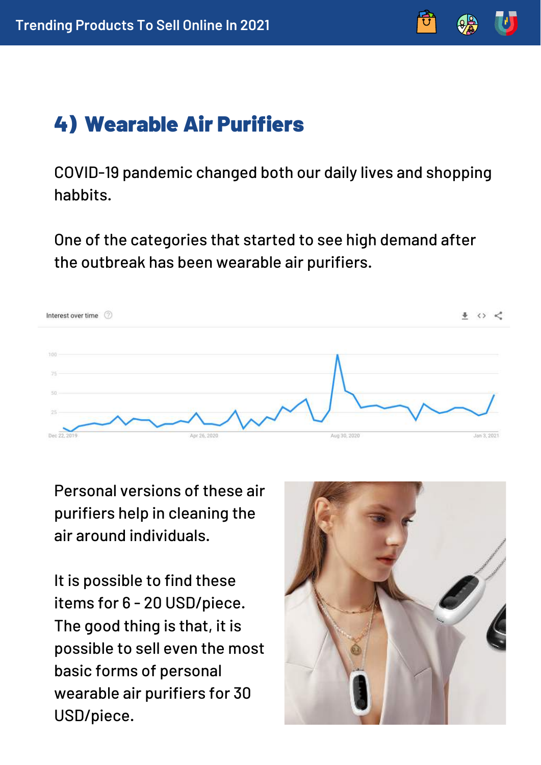## 4) Wearable Air Purifiers

COVID-19 pandemic changed both our daily lives and shopping habbits.

One of the categories that started to see high demand after the outbreak has been wearable air purifiers.

Personal versions of these air purifiers help in cleaning the air around individuals.

It is possible to find these items for 6 - 20 USD/piece. The good thing is that, it is possible to sell even the most basic forms of personal wearable air purifiers for 30 USD/piece.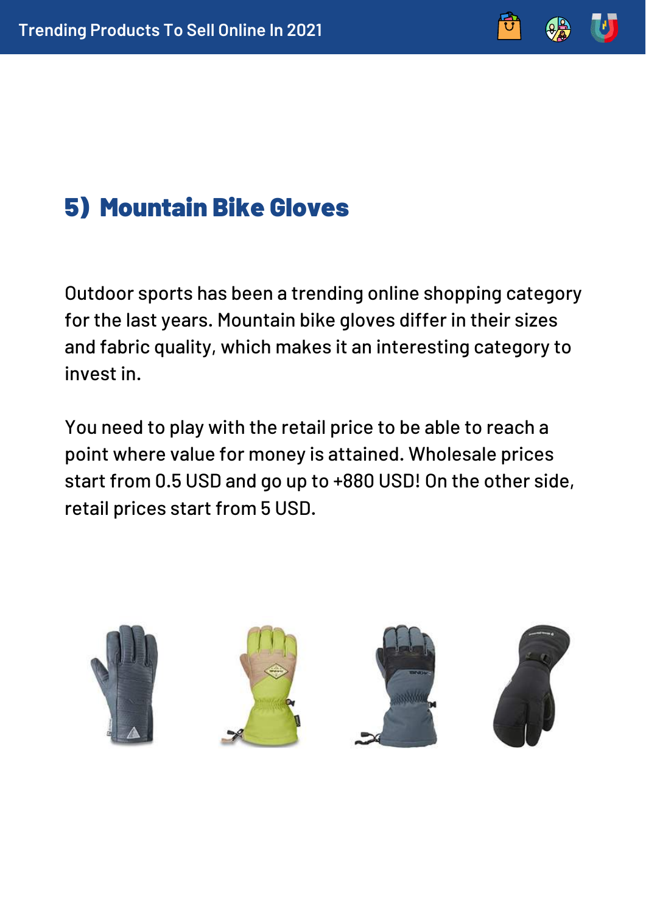## 5) Mountain Bike Gloves

Outdoor sports has been a trending online shopping category for the last years. Mountain bike gloves differ in their sizes and fabric quality, which makes it an interesting category to invest in.

You need to play with the retail price to be able to reach a point where value for money is attained. Wholesale prices start from 0.5 USD and go up to +880 USD! On the other side, retail prices start from 5 USD.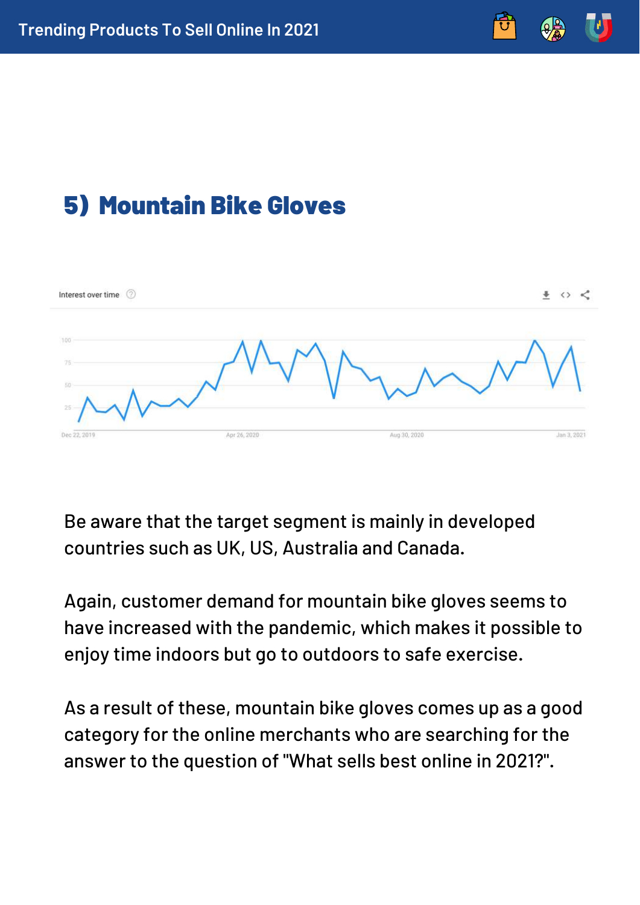## 5) Mountain Bike Gloves

Be aware that the target segment is mainly in developed countries such as UK, US, Australia and Canada.

Again, customer demand for mountain bike gloves seems to have increased with the pandemic, which makes it possible to enjoy time indoors but go to outdoors to safe exercise.

As a result of these, mountain bike gloves comes up as a good category for the online merchants who are searching for the answer to the question of "What sells best online in 2021?".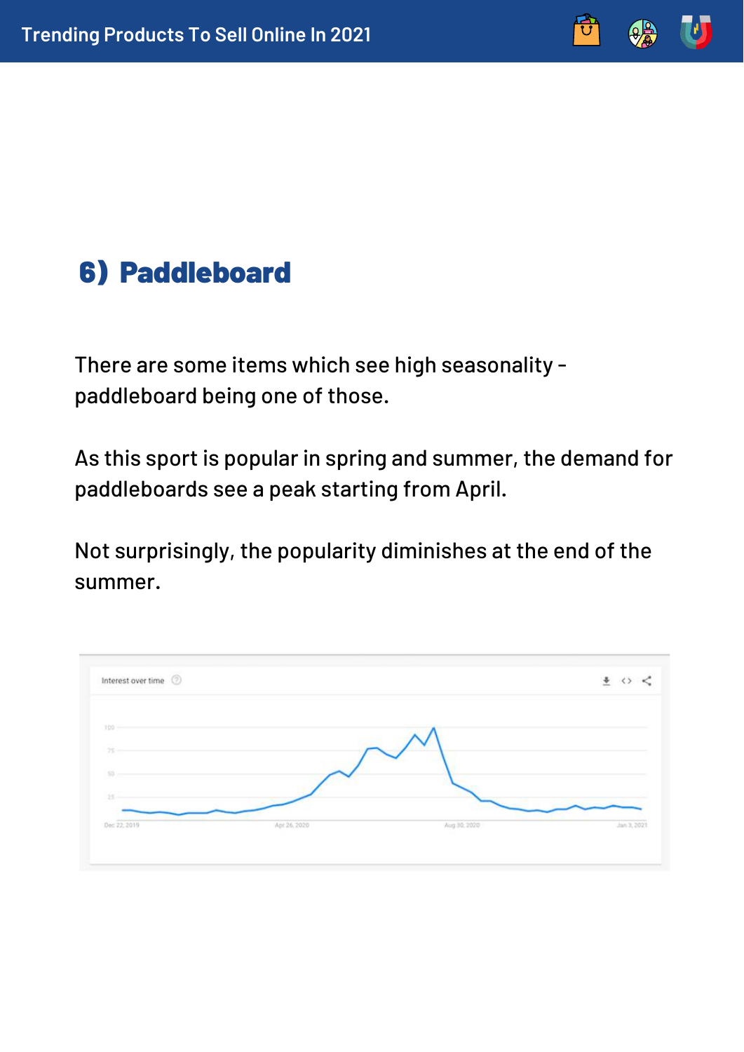## 6) Paddleboard

There are some items which see high seasonality - paddleboard being one of those.

As this sport is popular in spring and summer, the demand for paddleboards see a peak starting from April.

Not surprisingly, the popularity diminishes at the end of the summer.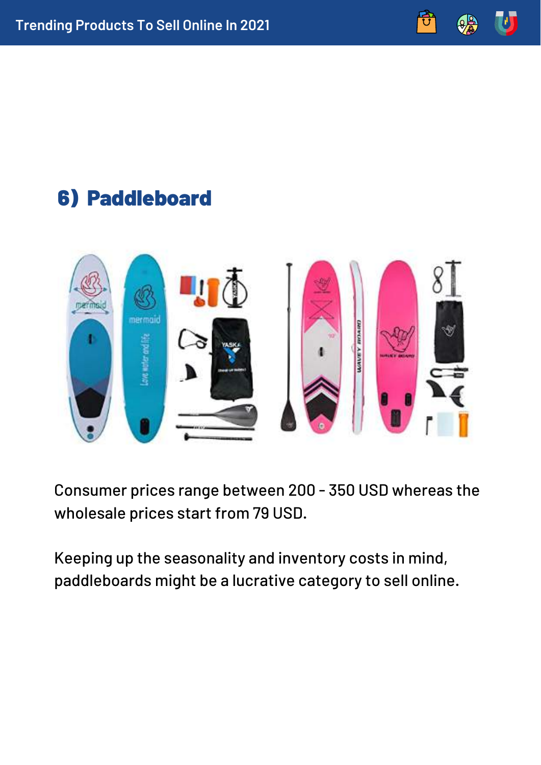## 6) Paddleboard

Consumer prices range between 200 - 350 USD whereas the wholesale prices start from 79 USD.

Keeping up the seasonality and inventory costs in mind, paddleboards might be a lucrative category to sell online.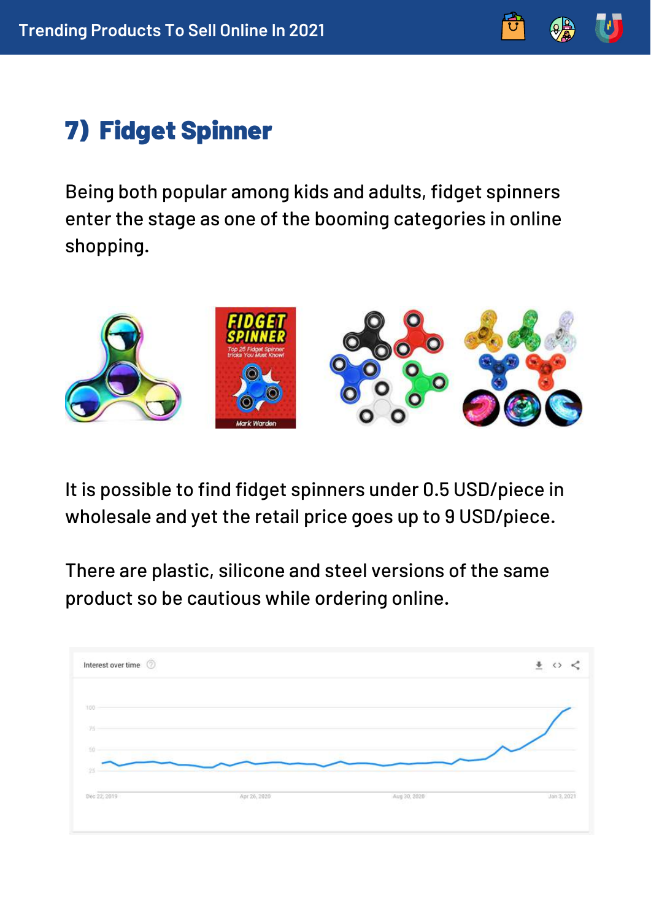## 7) Fidget Spinner

Being both popular among kids and adults, fidget spinners enter the stage as one of the booming categories in online shopping.

It is possible to find fidget spinners under 0.5 USD/piece in wholesale and yet the retail price goes up to 9 USD/piece.

There are plastic, silicone and steel versions of the same product so be cautious while ordering online.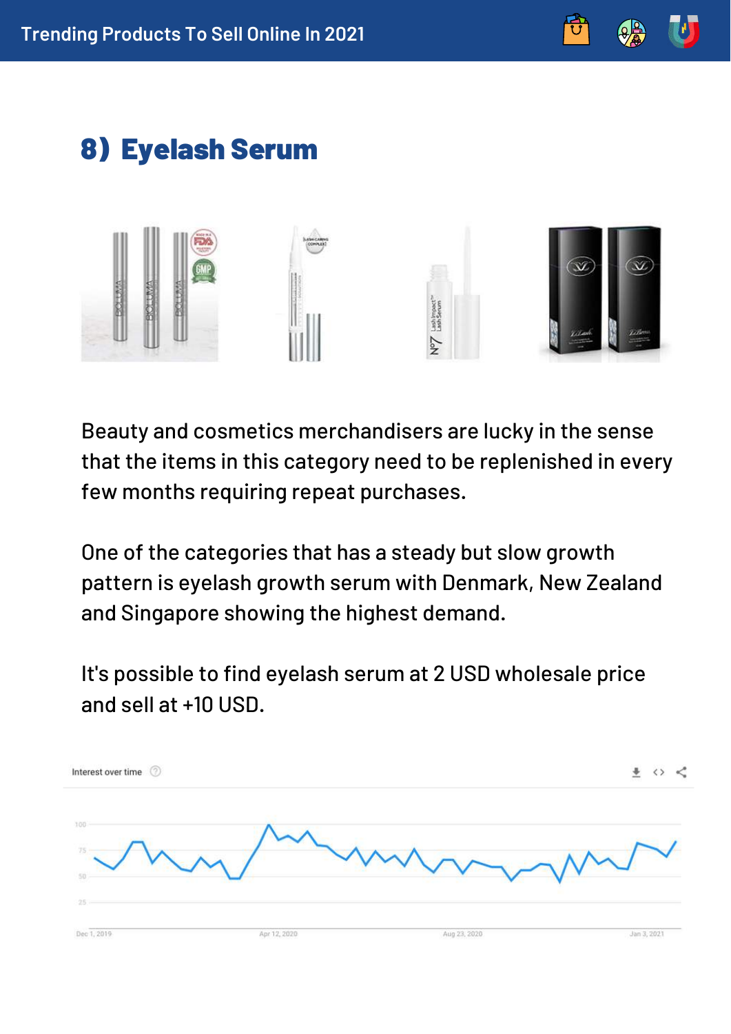## 8) Eyelash Serum

Beauty and cosmetics merchandisers are lucky in the sense that the items in this category need to be replenished in every few months requiring repeat purchases.

One of the categories that has a steady but slow growth pattern is eyelash growth serum with Denmark, New Zealand and Singapore showing the highest demand.

It's possible to find eyelash serum at 2 USD wholesale price and sell at +10 USD.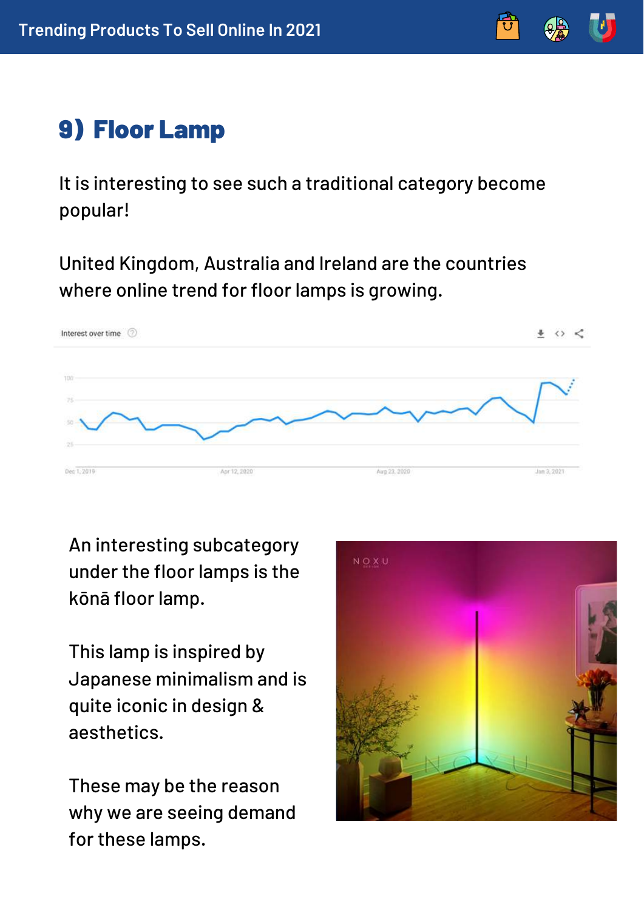## 9) Floor Lamp

It is interesting to see such a traditional category become popular!

United Kingdom, Australia and Ireland are the countries where online trend for floor lamps is growing.

An interesting subcategory under the floor lamps is the kōnā floor lamp.

This lamp is inspired by Japanese minimalism and is quite iconic in design & aesthetics.

These may be the reason why we are seeing demand for these lamps.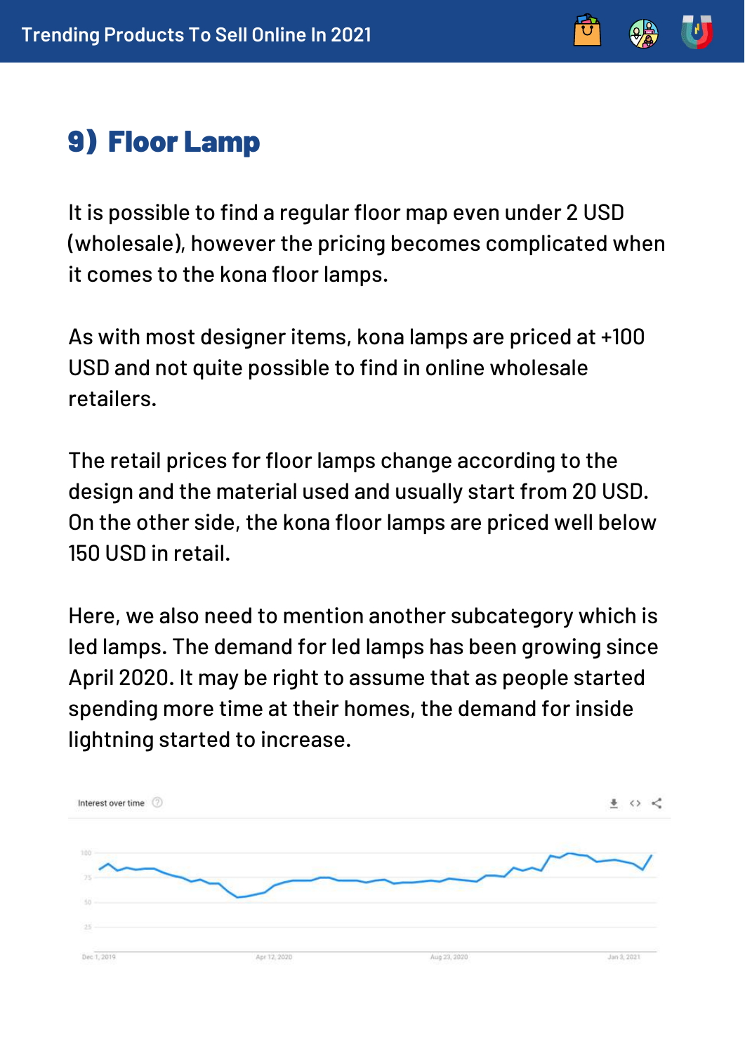## 9) Floor Lamp

It is possible to find a regular floor map even under 2 USD (wholesale), however the pricing becomes complicated when it comes to the kona floor lamps.

As with most designer items, kona lamps are priced at +100 USD and not quite possible to find in online wholesale retailers.

The retail prices for floor lamps change according to the design and the material used and usually start from 20 USD. On the other side, the kona floor lamps are priced well below 150 USD in retail.

Here, we also need to mention another subcategory which is led lamps. The demand for led lamps has been growing since April 2020. It may be right to assume that as people started spending more time at their homes, the demand for inside lightning started to increase.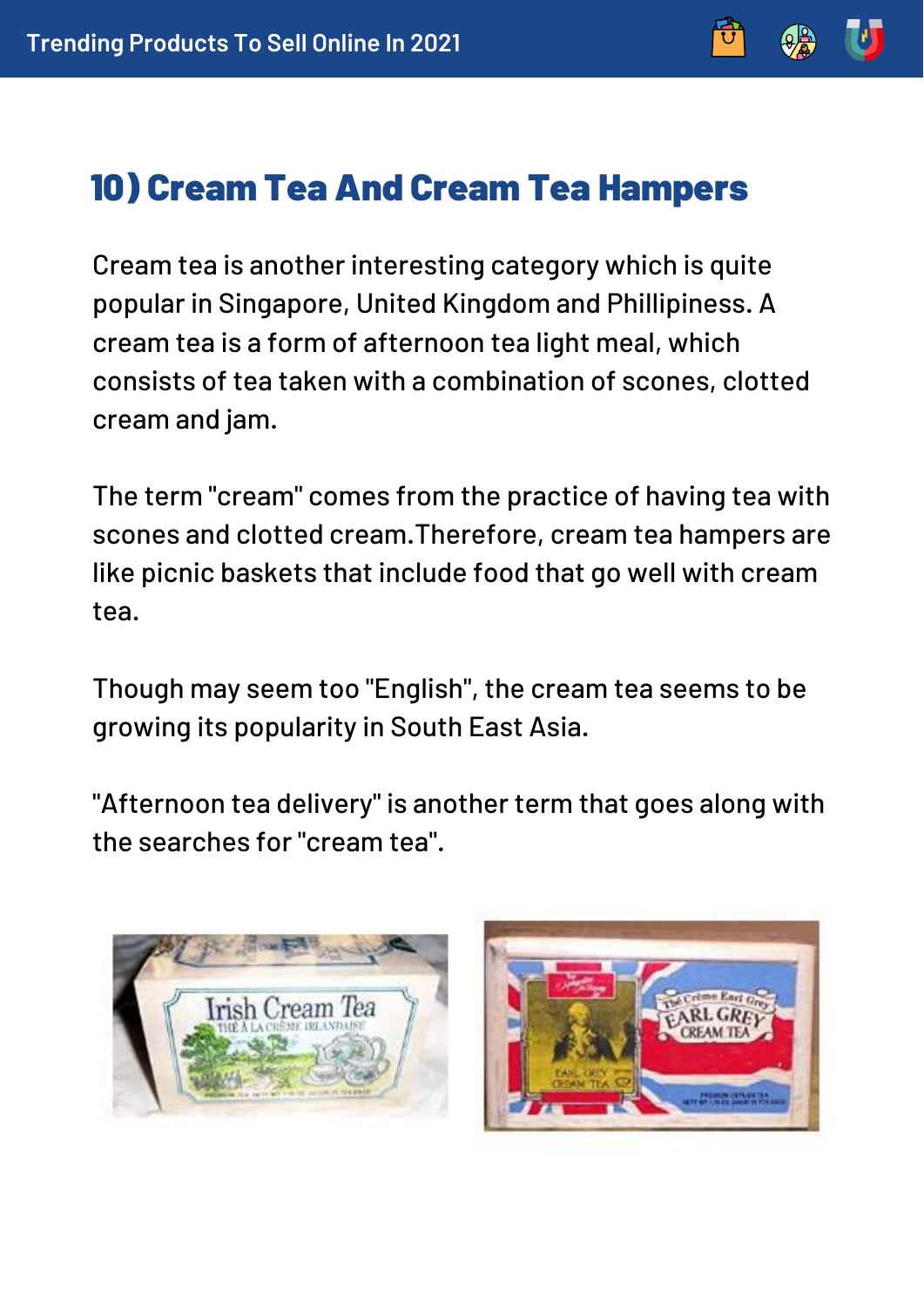## 10) Cream Tea And Cream Tea Hampers

Cream tea is another interesting category which is quite popular in Singapore, United Kingdom and Phillipiness. A cream tea is a form of afternoon tea light meal, which consists of tea taken with a combination of scones, clotted cream and jam.

The term "cream" comes from the practice of having tea with scones and clotted cream.Therefore, cream tea hampers are like picnic baskets that include food that go well with cream tea.

Though may seem too "English", the cream tea seems to be growing its popularity in South East Asia.

"Afternoon tea delivery" is another term that goes along with the searches for "cream tea".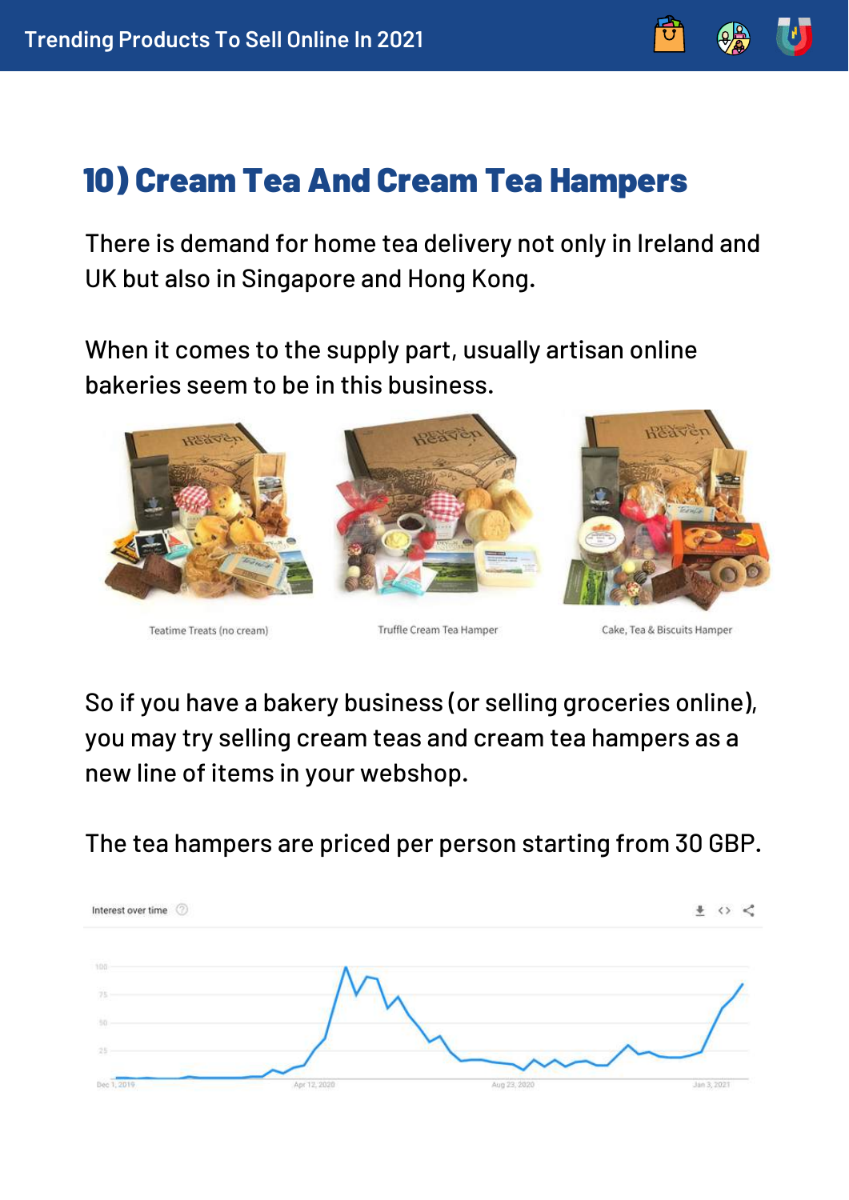## 10) Cream Tea And Cream Tea Hampers

There is demand for home tea delivery not only in Ireland and UK but also in Singapore and Hong Kong.

When it comes to the supply part, usually artisan online bakeries seem to be in this business.

Teatime Treats (no cream)

Truffle Cream Tea Hamper

Cake, Tea & Biscuits Hamper

So if you have a bakery business (or selling groceries online), you may try selling cream teas and cream tea hampers as a new line of items in your webshop.

The tea hampers are priced per person starting from 30 GBP.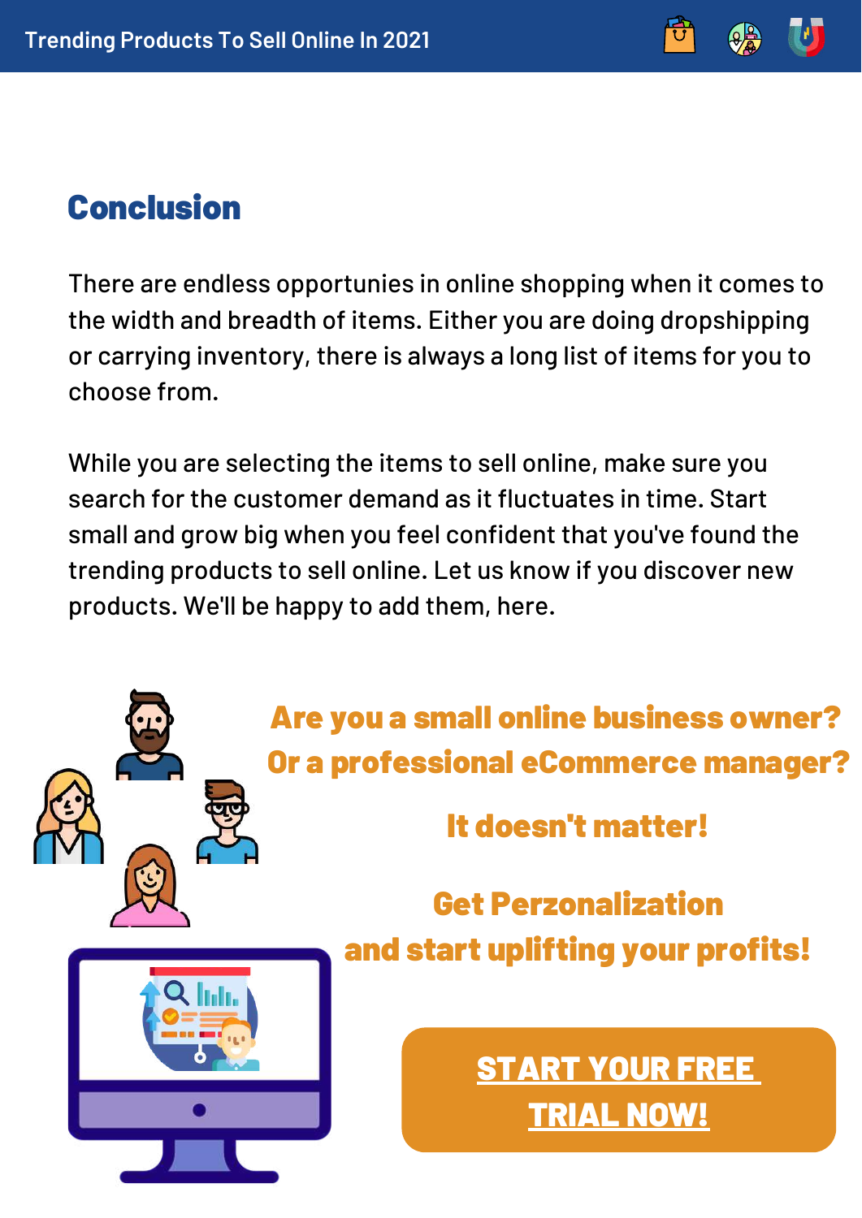## Conclusion

There are endless opportunies in online shopping when it comes to the width and breadth of items. Either you are doing dropshipping or carrying inventory, there is always a long list of items for you to choose from.

While you are selecting the items to sell online, make sure you search for the customer demand as it fluctuates in time. Start small and grow big when you feel confident that you've found the trending products to sell online. Let us know if you discover new products. We'll be happy to add them, here.

**Are you a small online business owner?**
**Or a professional eCommerce manager?**

**It doesn't matter!**

**Get Perzonalization**
**and start uplifting your profits!**

**START YOUR FREE TRIAL NOW!**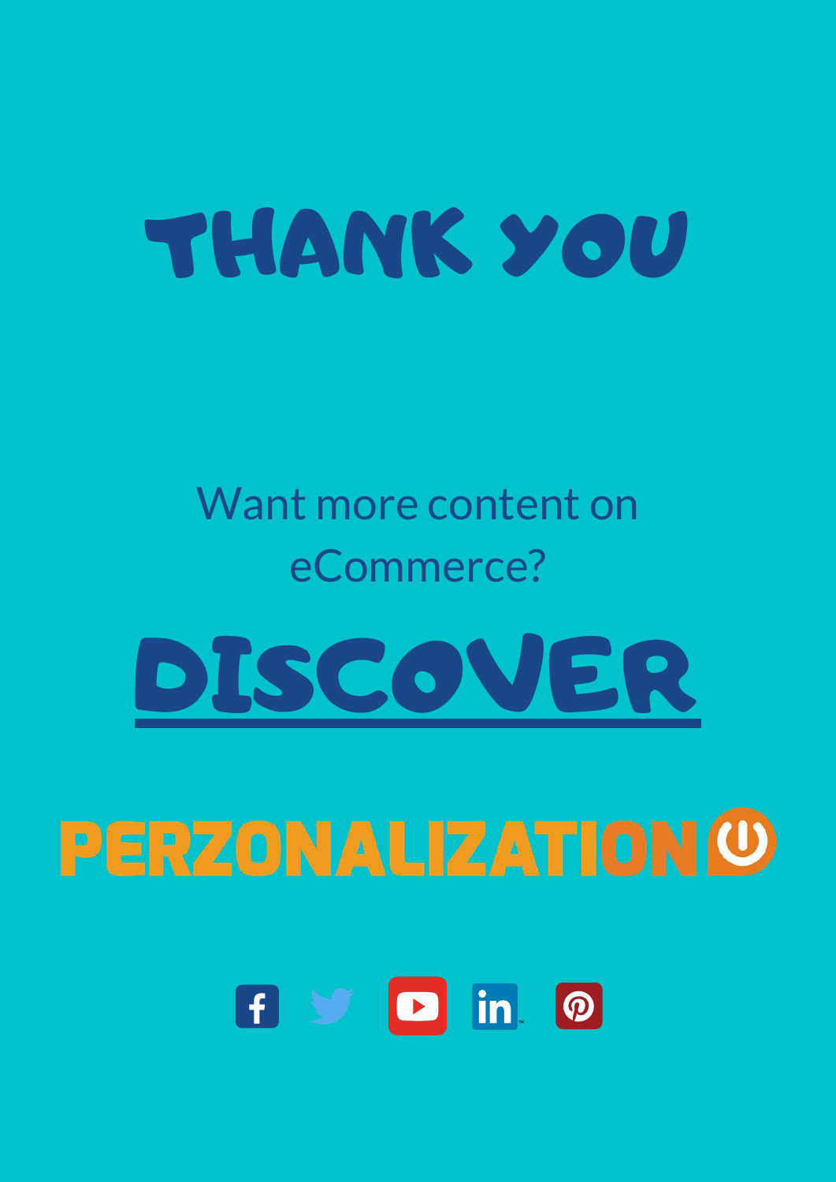# THANK YOU

Want more content on eCommerce?

# DISCOVER

PERZONALIZATION